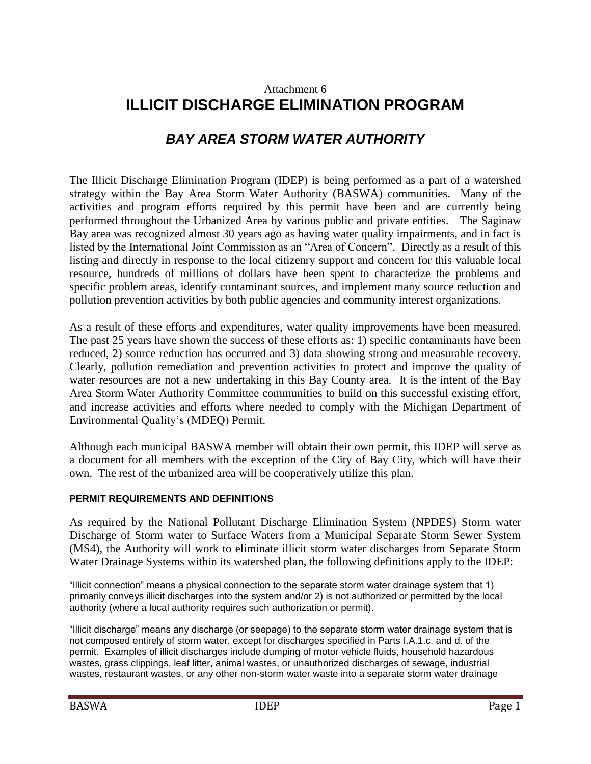Attachment 6

# ILLICIT DISCHARGE ELIMINATION PROGRAM

## *BAY AREA STORM WATER AUTHORITY*

The Illicit Discharge Elimination Program (IDEP) is being performed as a part of a watershed strategy within the Bay Area Storm Water Authority (BASWA) communities. Many of the activities and program efforts required by this permit have been and are currently being performed throughout the Urbanized Area by various public and private entities. The Saginaw Bay area was recognized almost 30 years ago as having water quality impairments, and in fact is listed by the International Joint Commission as an "Area of Concern". Directly as a result of this listing and directly in response to the local citizenry support and concern for this valuable local resource, hundreds of millions of dollars have been spent to characterize the problems and specific problem areas, identify contaminant sources, and implement many source reduction and pollution prevention activities by both public agencies and community interest organizations.

As a result of these efforts and expenditures, water quality improvements have been measured. The past 25 years have shown the success of these efforts as: 1) specific contaminants have been reduced, 2) source reduction has occurred and 3) data showing strong and measurable recovery. Clearly, pollution remediation and prevention activities to protect and improve the quality of water resources are not a new undertaking in this Bay County area. It is the intent of the Bay Area Storm Water Authority Committee communities to build on this successful existing effort, and increase activities and efforts where needed to comply with the Michigan Department of Environmental Quality's (MDEQ) Permit.

Although each municipal BASWA member will obtain their own permit, this IDEP will serve as a document for all members with the exception of the City of Bay City, which will have their own. The rest of the urbanized area will be cooperatively utilize this plan.

#### PERMIT REQUIREMENTS AND DEFINITIONS

As required by the National Pollutant Discharge Elimination System (NPDES) Storm water Discharge of Storm water to Surface Waters from a Municipal Separate Storm Sewer System (MS4), the Authority will work to eliminate illicit storm water discharges from Separate Storm Water Drainage Systems within its watershed plan, the following definitions apply to the IDEP:

"Illicit connection" means a physical connection to the separate storm water drainage system that 1) primarily conveys illicit discharges into the system and/or 2) is not authorized or permitted by the local authority (where a local authority requires such authorization or permit).

"Illicit discharge" means any discharge (or seepage) to the separate storm water drainage system that is not composed entirely of storm water, except for discharges specified in Parts I.A.1.c. and d. of the permit. Examples of illicit discharges include dumping of motor vehicle fluids, household hazardous wastes, grass clippings, leaf litter, animal wastes, or unauthorized discharges of sewage, industrial wastes, restaurant wastes, or any other non-storm water waste into a separate storm water drainage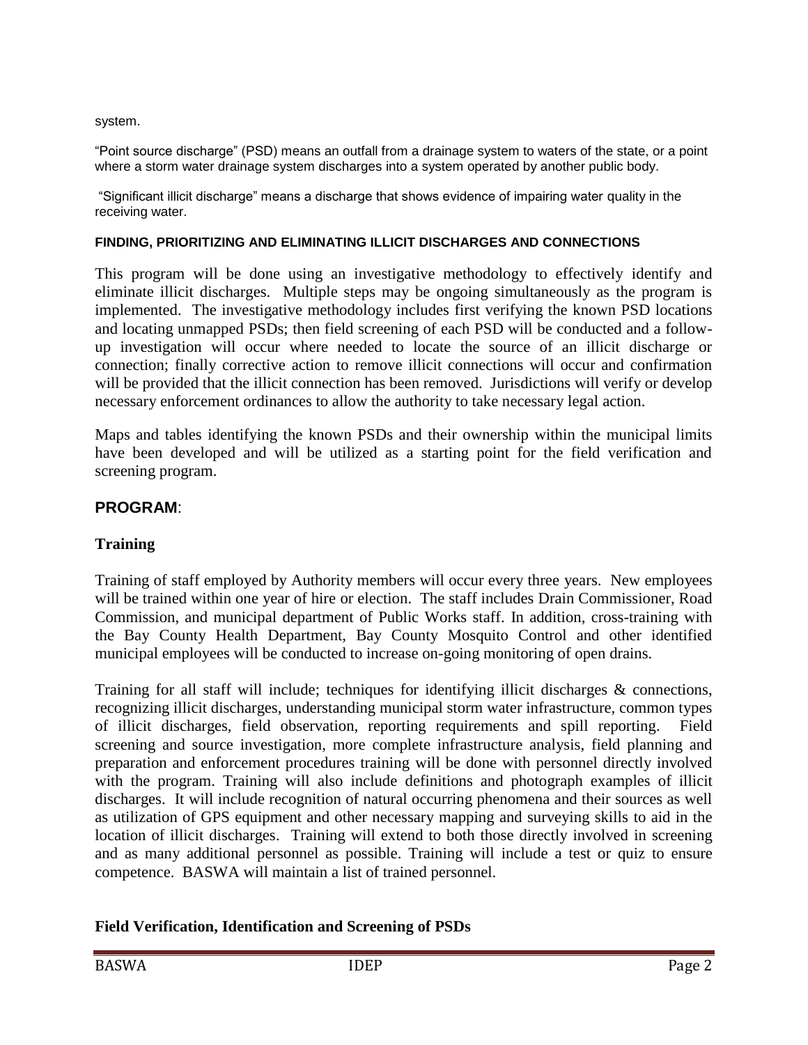system.

"Point source discharge" (PSD) means an outfall from a drainage system to waters of the state, or a point where a storm water drainage system discharges into a system operated by another public body.

"Significant illicit discharge" means a discharge that shows evidence of impairing water quality in the receiving water.

#### FINDING, PRIORITIZING AND ELIMINATING ILLICIT DISCHARGES AND CONNECTIONS

This program will be done using an investigative methodology to effectively identify and eliminate illicit discharges. Multiple steps may be ongoing simultaneously as the program is implemented. The investigative methodology includes first verifying the known PSD locations and locating unmapped PSDs; then field screening of each PSD will be conducted and a follow-up investigation will occur where needed to locate the source of an illicit discharge or connection; finally corrective action to remove illicit connections will occur and confirmation will be provided that the illicit connection has been removed. Jurisdictions will verify or develop necessary enforcement ordinances to allow the authority to take necessary legal action.

Maps and tables identifying the known PSDs and their ownership within the municipal limits have been developed and will be utilized as a starting point for the field verification and screening program.

## PROGRAM:

### Training

Training of staff employed by Authority members will occur every three years. New employees will be trained within one year of hire or election. The staff includes Drain Commissioner, Road Commission, and municipal department of Public Works staff. In addition, cross-training with the Bay County Health Department, Bay County Mosquito Control and other identified municipal employees will be conducted to increase on-going monitoring of open drains.

Training for all staff will include; techniques for identifying illicit discharges & connections, recognizing illicit discharges, understanding municipal storm water infrastructure, common types of illicit discharges, field observation, reporting requirements and spill reporting. Field screening and source investigation, more complete infrastructure analysis, field planning and preparation and enforcement procedures training will be done with personnel directly involved with the program. Training will also include definitions and photograph examples of illicit discharges. It will include recognition of natural occurring phenomena and their sources as well as utilization of GPS equipment and other necessary mapping and surveying skills to aid in the location of illicit discharges. Training will extend to both those directly involved in screening and as many additional personnel as possible. Training will include a test or quiz to ensure competence. BASWA will maintain a list of trained personnel.

### Field Verification, Identification and Screening of PSDs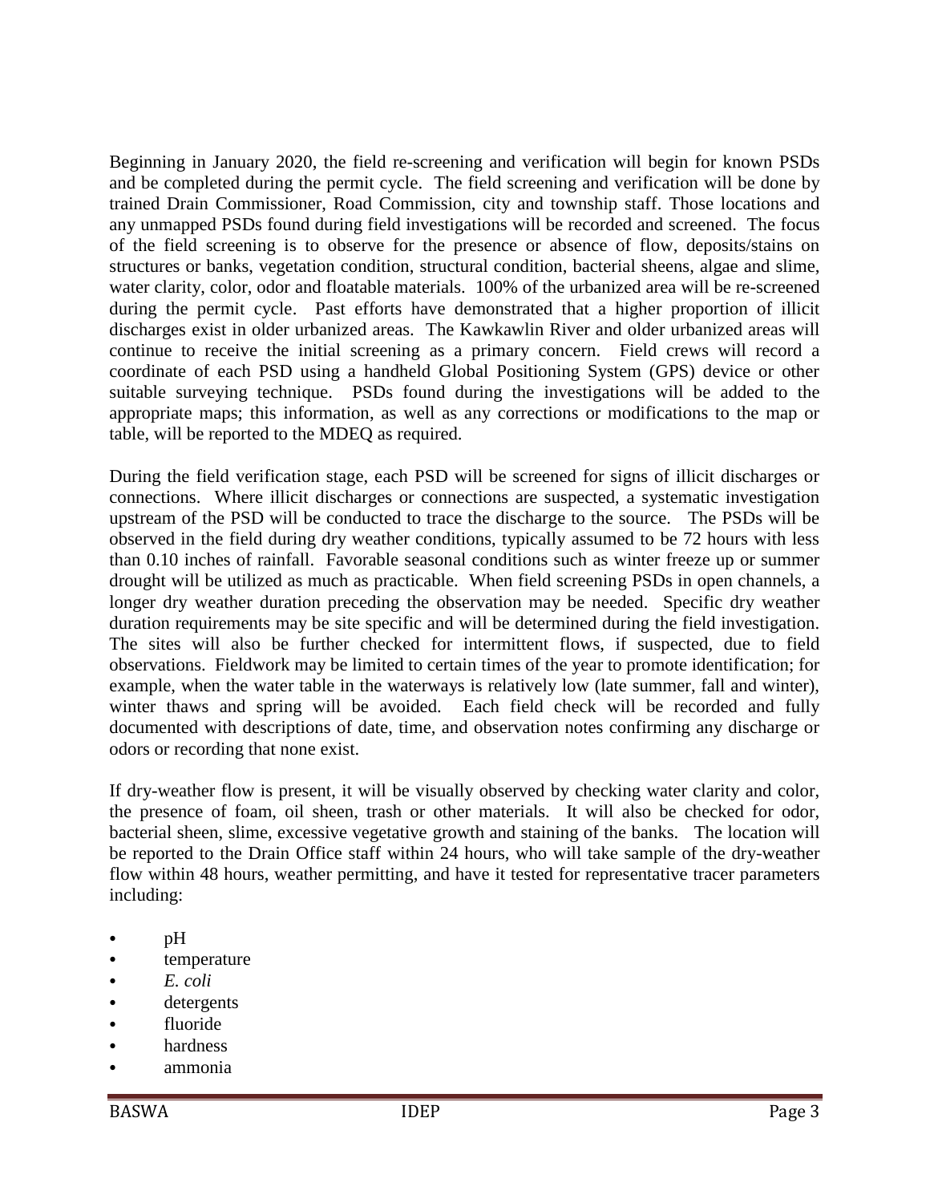Beginning in January 2020, the field re-screening and verification will begin for known PSDs and be completed during the permit cycle. The field screening and verification will be done by trained Drain Commissioner, Road Commission, city and township staff. Those locations and any unmapped PSDs found during field investigations will be recorded and screened. The focus of the field screening is to observe for the presence or absence of flow, deposits/stains on structures or banks, vegetation condition, structural condition, bacterial sheens, algae and slime, water clarity, color, odor and floatable materials. 100% of the urbanized area will be re-screened during the permit cycle. Past efforts have demonstrated that a higher proportion of illicit discharges exist in older urbanized areas. The Kawkawlin River and older urbanized areas will continue to receive the initial screening as a primary concern. Field crews will record a coordinate of each PSD using a handheld Global Positioning System (GPS) device or other suitable surveying technique. PSDs found during the investigations will be added to the appropriate maps; this information, as well as any corrections or modifications to the map or table, will be reported to the MDEQ as required.

During the field verification stage, each PSD will be screened for signs of illicit discharges or connections. Where illicit discharges or connections are suspected, a systematic investigation upstream of the PSD will be conducted to trace the discharge to the source. The PSDs will be observed in the field during dry weather conditions, typically assumed to be 72 hours with less than 0.10 inches of rainfall. Favorable seasonal conditions such as winter freeze up or summer drought will be utilized as much as practicable. When field screening PSDs in open channels, a longer dry weather duration preceding the observation may be needed. Specific dry weather duration requirements may be site specific and will be determined during the field investigation. The sites will also be further checked for intermittent flows, if suspected, due to field observations. Fieldwork may be limited to certain times of the year to promote identification; for example, when the water table in the waterways is relatively low (late summer, fall and winter), winter thaws and spring will be avoided. Each field check will be recorded and fully documented with descriptions of date, time, and observation notes confirming any discharge or odors or recording that none exist.

If dry-weather flow is present, it will be visually observed by checking water clarity and color, the presence of foam, oil sheen, trash or other materials. It will also be checked for odor, bacterial sheen, slime, excessive vegetative growth and staining of the banks. The location will be reported to the Drain Office staff within 24 hours, who will take sample of the dry-weather flow within 48 hours, weather permitting, and have it tested for representative tracer parameters including:

- pH
- temperature
- *E. coli*
- detergents
- fluoride
- hardness
- ammonia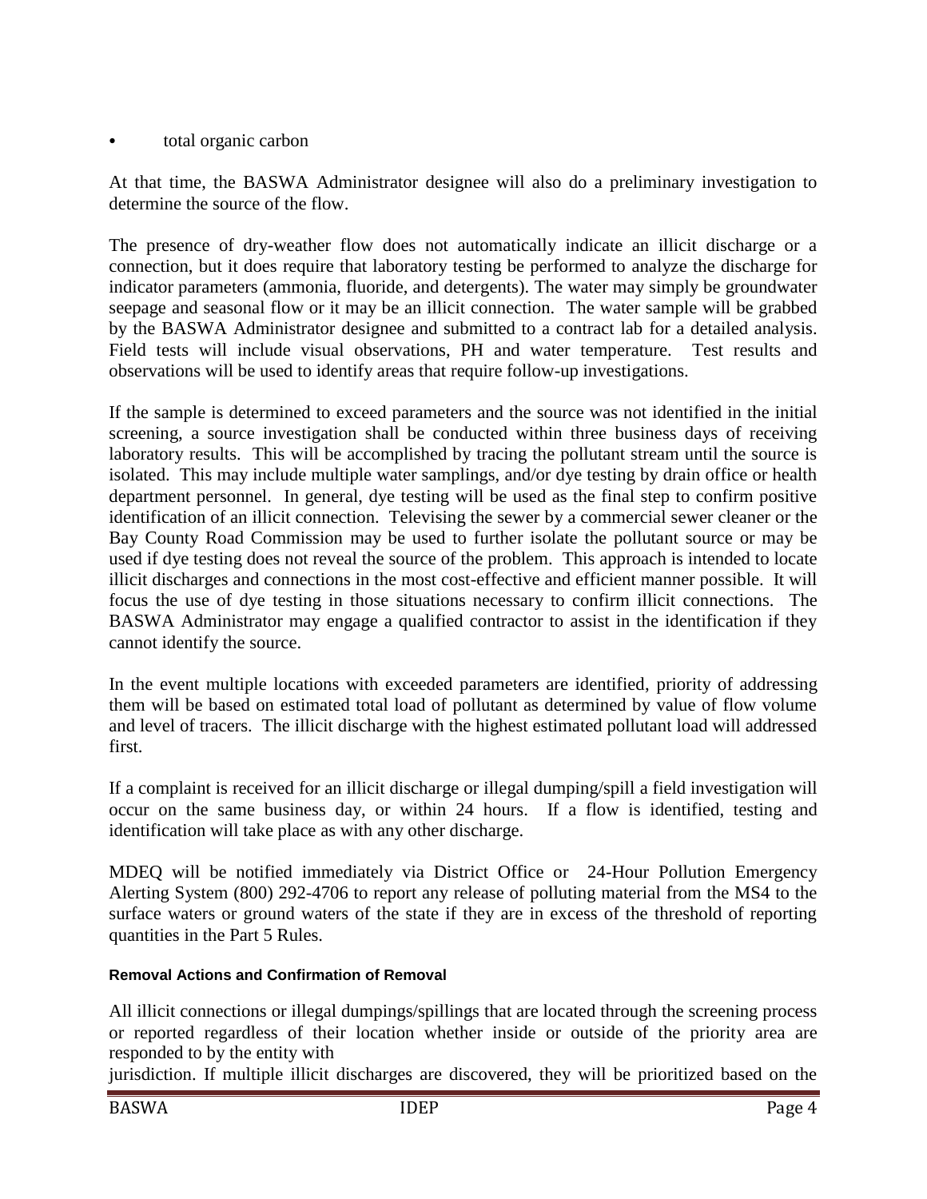- total organic carbon

At that time, the BASWA Administrator designee will also do a preliminary investigation to determine the source of the flow.

The presence of dry-weather flow does not automatically indicate an illicit discharge or a connection, but it does require that laboratory testing be performed to analyze the discharge for indicator parameters (ammonia, fluoride, and detergents). The water may simply be groundwater seepage and seasonal flow or it may be an illicit connection. The water sample will be grabbed by the BASWA Administrator designee and submitted to a contract lab for a detailed analysis. Field tests will include visual observations, PH and water temperature. Test results and observations will be used to identify areas that require follow-up investigations.

If the sample is determined to exceed parameters and the source was not identified in the initial screening, a source investigation shall be conducted within three business days of receiving laboratory results. This will be accomplished by tracing the pollutant stream until the source is isolated. This may include multiple water samplings, and/or dye testing by drain office or health department personnel. In general, dye testing will be used as the final step to confirm positive identification of an illicit connection. Televising the sewer by a commercial sewer cleaner or the Bay County Road Commission may be used to further isolate the pollutant source or may be used if dye testing does not reveal the source of the problem. This approach is intended to locate illicit discharges and connections in the most cost-effective and efficient manner possible. It will focus the use of dye testing in those situations necessary to confirm illicit connections. The BASWA Administrator may engage a qualified contractor to assist in the identification if they cannot identify the source.

In the event multiple locations with exceeded parameters are identified, priority of addressing them will be based on estimated total load of pollutant as determined by value of flow volume and level of tracers. The illicit discharge with the highest estimated pollutant load will addressed first.

If a complaint is received for an illicit discharge or illegal dumping/spill a field investigation will occur on the same business day, or within 24 hours. If a flow is identified, testing and identification will take place as with any other discharge.

MDEQ will be notified immediately via District Office or 24-Hour Pollution Emergency Alerting System (800) 292-4706 to report any release of polluting material from the MS4 to the surface waters or ground waters of the state if they are in excess of the threshold of reporting quantities in the Part 5 Rules.

#### Removal Actions and Confirmation of Removal

All illicit connections or illegal dumpings/spillings that are located through the screening process or reported regardless of their location whether inside or outside of the priority area are responded to by the entity with jurisdiction. If multiple illicit discharges are discovered, they will be prioritized based on the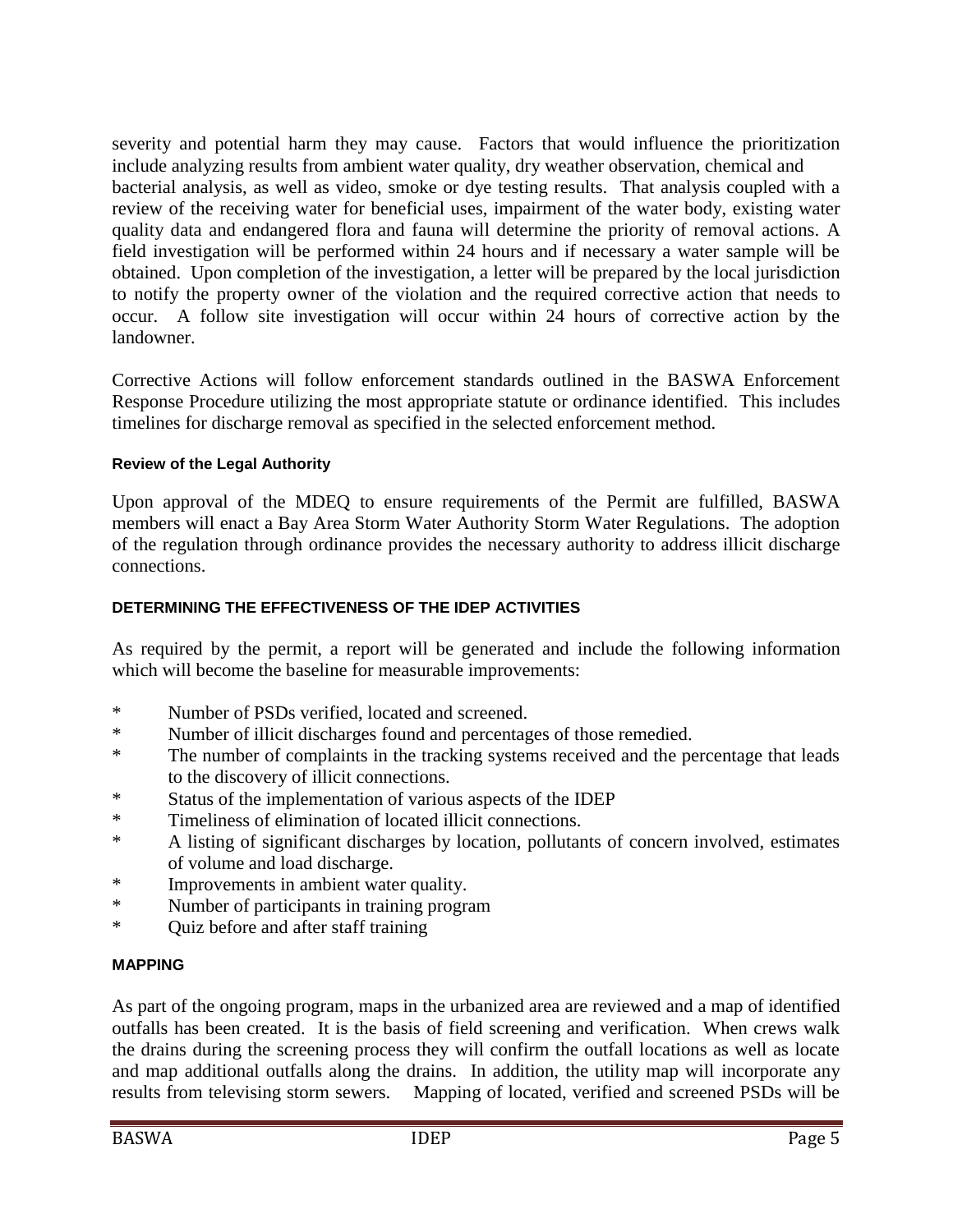severity and potential harm they may cause. Factors that would influence the prioritization include analyzing results from ambient water quality, dry weather observation, chemical and bacterial analysis, as well as video, smoke or dye testing results. That analysis coupled with a review of the receiving water for beneficial uses, impairment of the water body, existing water quality data and endangered flora and fauna will determine the priority of removal actions. A field investigation will be performed within 24 hours and if necessary a water sample will be obtained. Upon completion of the investigation, a letter will be prepared by the local jurisdiction to notify the property owner of the violation and the required corrective action that needs to occur. A follow site investigation will occur within 24 hours of corrective action by the landowner.

Corrective Actions will follow enforcement standards outlined in the BASWA Enforcement Response Procedure utilizing the most appropriate statute or ordinance identified. This includes timelines for discharge removal as specified in the selected enforcement method.

#### Review of the Legal Authority

Upon approval of the MDEQ to ensure requirements of the Permit are fulfilled, BASWA members will enact a Bay Area Storm Water Authority Storm Water Regulations. The adoption of the regulation through ordinance provides the necessary authority to address illicit discharge connections.

### DETERMINING THE EFFECTIVENESS OF THE IDEP ACTIVITIES

As required by the permit, a report will be generated and include the following information which will become the baseline for measurable improvements:

* Number of PSDs verified, located and screened.
* Number of illicit discharges found and percentages of those remedied.
* The number of complaints in the tracking systems received and the percentage that leads to the discovery of illicit connections.
* Status of the implementation of various aspects of the IDEP
* Timeliness of elimination of located illicit connections.
* A listing of significant discharges by location, pollutants of concern involved, estimates of volume and load discharge.
* Improvements in ambient water quality.
* Number of participants in training program
* Quiz before and after staff training

### MAPPING

As part of the ongoing program, maps in the urbanized area are reviewed and a map of identified outfalls has been created. It is the basis of field screening and verification. When crews walk the drains during the screening process they will confirm the outfall locations as well as locate and map additional outfalls along the drains. In addition, the utility map will incorporate any results from televising storm sewers. Mapping of located, verified and screened PSDs will be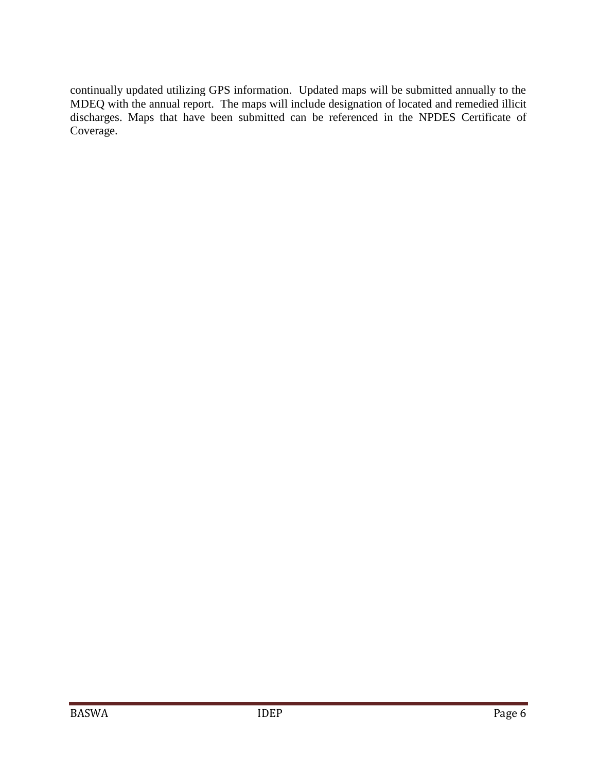continually updated utilizing GPS information. Updated maps will be submitted annually to the MDEQ with the annual report. The maps will include designation of located and remedied illicit discharges. Maps that have been submitted can be referenced in the NPDES Certificate of Coverage.